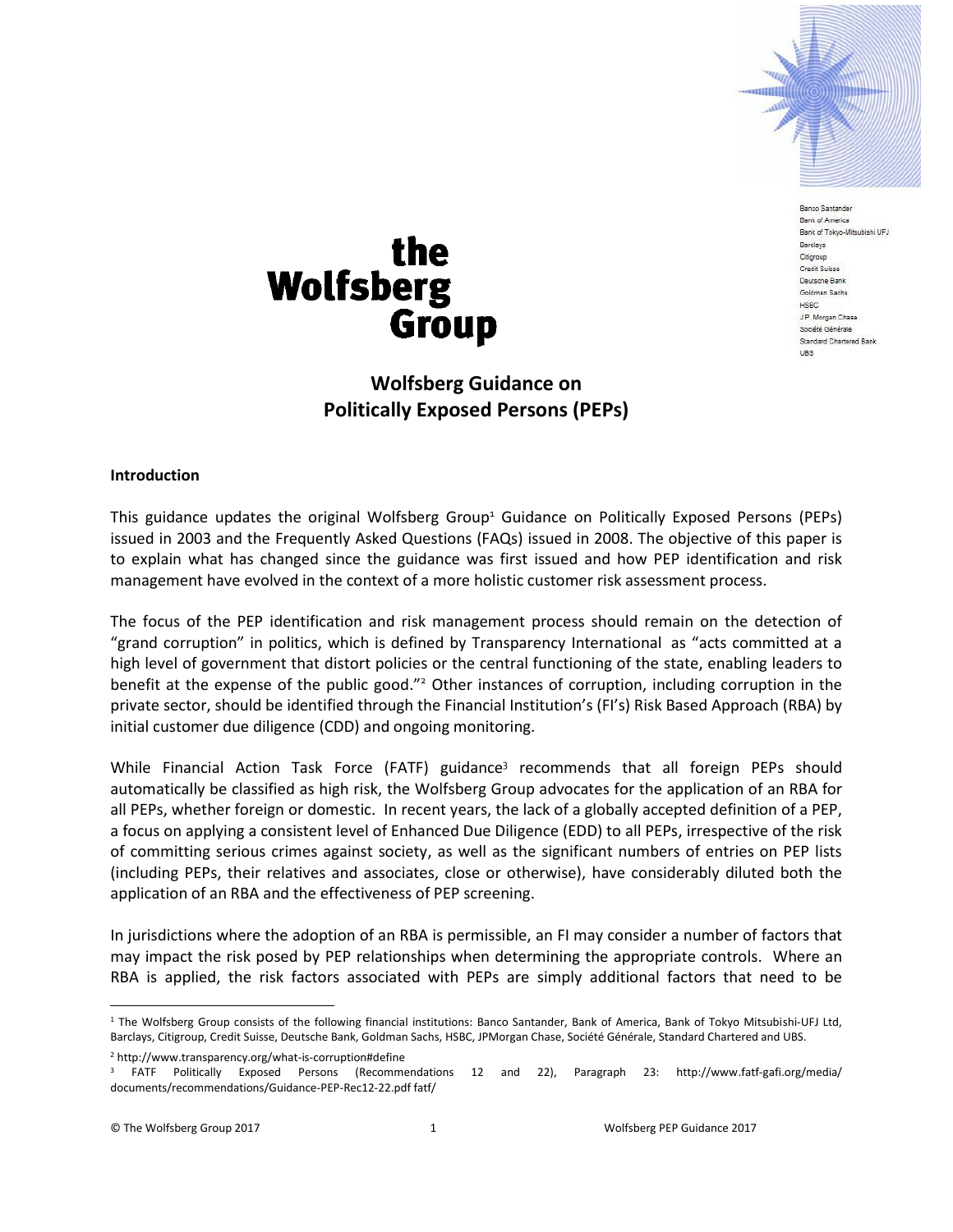Banco Santander
Bank of America
Bank of Tokyo-Mitsubishi UFJ
Barclays
Citigroup
Credit Suisse
Deutsche Bank
Goldman Sachs
HSBC
J.P. Morgan Chase
Société Générale
Standard Chartered Bank
UBS

**the Wolfsberg Group**

# Wolfsberg Guidance on Politically Exposed Persons (PEPs)

## Introduction

This guidance updates the original Wolfsberg Group[1] Guidance on Politically Exposed Persons (PEPs) issued in 2003 and the Frequently Asked Questions (FAQs) issued in 2008. The objective of this paper is to explain what has changed since the guidance was first issued and how PEP identification and risk management have evolved in the context of a more holistic customer risk assessment process.

The focus of the PEP identification and risk management process should remain on the detection of "grand corruption" in politics, which is defined by Transparency International as "acts committed at a high level of government that distort policies or the central functioning of the state, enabling leaders to benefit at the expense of the public good."[2] Other instances of corruption, including corruption in the private sector, should be identified through the Financial Institution's (FI's) Risk Based Approach (RBA) by initial customer due diligence (CDD) and ongoing monitoring.

While Financial Action Task Force (FATF) guidance[3] recommends that all foreign PEPs should automatically be classified as high risk, the Wolfsberg Group advocates for the application of an RBA for all PEPs, whether foreign or domestic. In recent years, the lack of a globally accepted definition of a PEP, a focus on applying a consistent level of Enhanced Due Diligence (EDD) to all PEPs, irrespective of the risk of committing serious crimes against society, as well as the significant numbers of entries on PEP lists (including PEPs, their relatives and associates, close or otherwise), have considerably diluted both the application of an RBA and the effectiveness of PEP screening.

In jurisdictions where the adoption of an RBA is permissible, an FI may consider a number of factors that may impact the risk posed by PEP relationships when determining the appropriate controls. Where an RBA is applied, the risk factors associated with PEPs are simply additional factors that need to be

---

[1] The Wolfsberg Group consists of the following financial institutions: Banco Santander, Bank of America, Bank of Tokyo Mitsubishi-UFJ Ltd, Barclays, Citigroup, Credit Suisse, Deutsche Bank, Goldman Sachs, HSBC, JPMorgan Chase, Société Générale, Standard Chartered and UBS.

[2] http://www.transparency.org/what-is-corruption#define

[3] FATF Politically Exposed Persons (Recommendations 12 and 22), Paragraph 23: http://www.fatf-gafi.org/media/documents/recommendations/Guidance-PEP-Rec12-22.pdf fatf/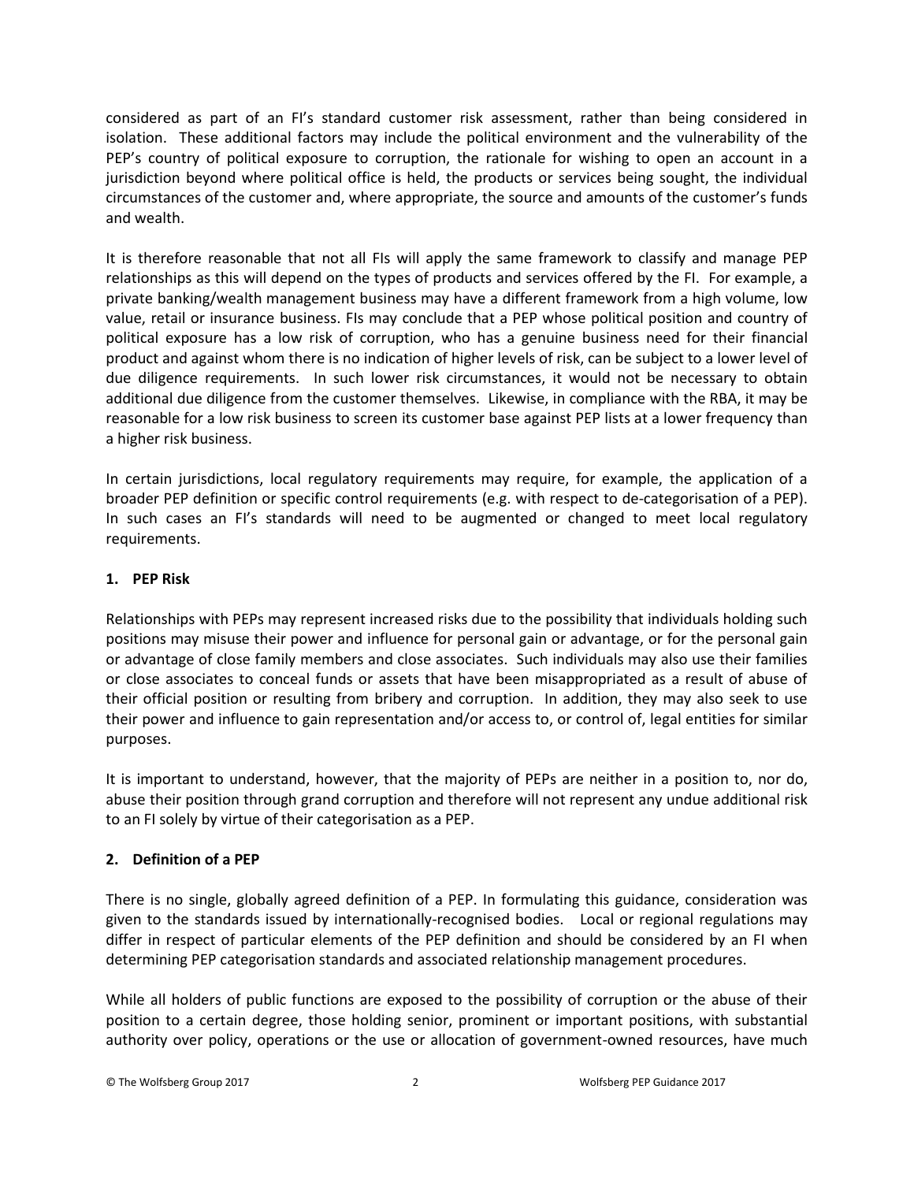considered as part of an FI's standard customer risk assessment, rather than being considered in isolation. These additional factors may include the political environment and the vulnerability of the PEP's country of political exposure to corruption, the rationale for wishing to open an account in a jurisdiction beyond where political office is held, the products or services being sought, the individual circumstances of the customer and, where appropriate, the source and amounts of the customer's funds and wealth.

It is therefore reasonable that not all FIs will apply the same framework to classify and manage PEP relationships as this will depend on the types of products and services offered by the FI. For example, a private banking/wealth management business may have a different framework from a high volume, low value, retail or insurance business. FIs may conclude that a PEP whose political position and country of political exposure has a low risk of corruption, who has a genuine business need for their financial product and against whom there is no indication of higher levels of risk, can be subject to a lower level of due diligence requirements. In such lower risk circumstances, it would not be necessary to obtain additional due diligence from the customer themselves. Likewise, in compliance with the RBA, it may be reasonable for a low risk business to screen its customer base against PEP lists at a lower frequency than a higher risk business.

In certain jurisdictions, local regulatory requirements may require, for example, the application of a broader PEP definition or specific control requirements (e.g. with respect to de-categorisation of a PEP). In such cases an FI's standards will need to be augmented or changed to meet local regulatory requirements.

## 1. PEP Risk

Relationships with PEPs may represent increased risks due to the possibility that individuals holding such positions may misuse their power and influence for personal gain or advantage, or for the personal gain or advantage of close family members and close associates. Such individuals may also use their families or close associates to conceal funds or assets that have been misappropriated as a result of abuse of their official position or resulting from bribery and corruption. In addition, they may also seek to use their power and influence to gain representation and/or access to, or control of, legal entities for similar purposes.

It is important to understand, however, that the majority of PEPs are neither in a position to, nor do, abuse their position through grand corruption and therefore will not represent any undue additional risk to an FI solely by virtue of their categorisation as a PEP.

## 2. Definition of a PEP

There is no single, globally agreed definition of a PEP. In formulating this guidance, consideration was given to the standards issued by internationally-recognised bodies. Local or regional regulations may differ in respect of particular elements of the PEP definition and should be considered by an FI when determining PEP categorisation standards and associated relationship management procedures.

While all holders of public functions are exposed to the possibility of corruption or the abuse of their position to a certain degree, those holding senior, prominent or important positions, with substantial authority over policy, operations or the use or allocation of government-owned resources, have much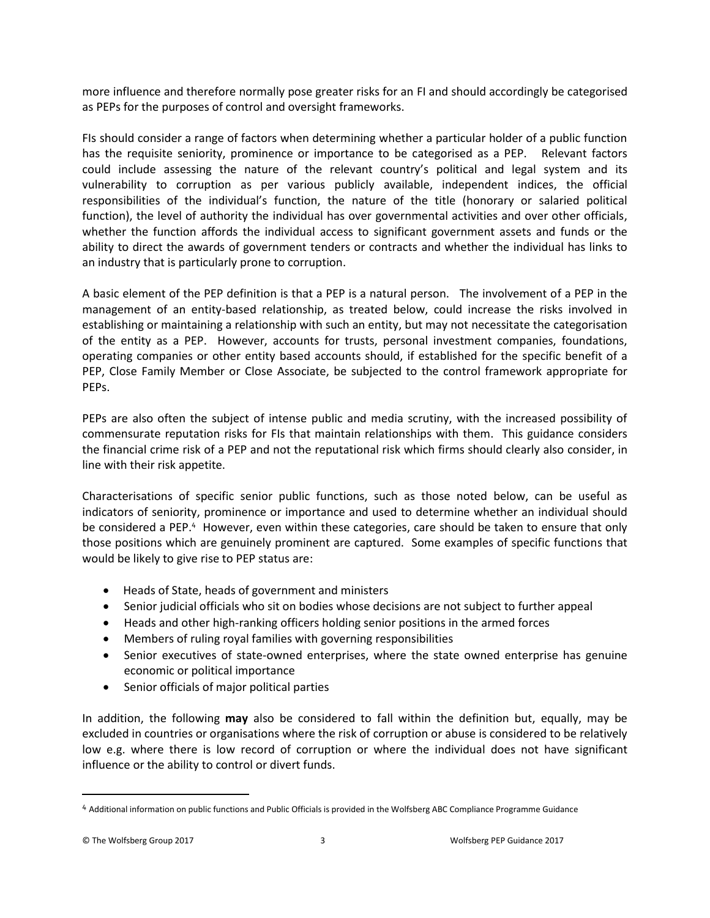more influence and therefore normally pose greater risks for an FI and should accordingly be categorised as PEPs for the purposes of control and oversight frameworks.

FIs should consider a range of factors when determining whether a particular holder of a public function has the requisite seniority, prominence or importance to be categorised as a PEP. Relevant factors could include assessing the nature of the relevant country's political and legal system and its vulnerability to corruption as per various publicly available, independent indices, the official responsibilities of the individual's function, the nature of the title (honorary or salaried political function), the level of authority the individual has over governmental activities and over other officials, whether the function affords the individual access to significant government assets and funds or the ability to direct the awards of government tenders or contracts and whether the individual has links to an industry that is particularly prone to corruption.

A basic element of the PEP definition is that a PEP is a natural person. The involvement of a PEP in the management of an entity-based relationship, as treated below, could increase the risks involved in establishing or maintaining a relationship with such an entity, but may not necessitate the categorisation of the entity as a PEP. However, accounts for trusts, personal investment companies, foundations, operating companies or other entity based accounts should, if established for the specific benefit of a PEP, Close Family Member or Close Associate, be subjected to the control framework appropriate for PEPs.

PEPs are also often the subject of intense public and media scrutiny, with the increased possibility of commensurate reputation risks for FIs that maintain relationships with them. This guidance considers the financial crime risk of a PEP and not the reputational risk which firms should clearly also consider, in line with their risk appetite.

Characterisations of specific senior public functions, such as those noted below, can be useful as indicators of seniority, prominence or importance and used to determine whether an individual should be considered a PEP.[4] However, even within these categories, care should be taken to ensure that only those positions which are genuinely prominent are captured. Some examples of specific functions that would be likely to give rise to PEP status are:

- Heads of State, heads of government and ministers
- Senior judicial officials who sit on bodies whose decisions are not subject to further appeal
- Heads and other high-ranking officers holding senior positions in the armed forces
- Members of ruling royal families with governing responsibilities
- Senior executives of state-owned enterprises, where the state owned enterprise has genuine economic or political importance
- Senior officials of major political parties

In addition, the following **may** also be considered to fall within the definition but, equally, may be excluded in countries or organisations where the risk of corruption or abuse is considered to be relatively low e.g. where there is low record of corruption or where the individual does not have significant influence or the ability to control or divert funds.

[4] Additional information on public functions and Public Officials is provided in the Wolfsberg ABC Compliance Programme Guidance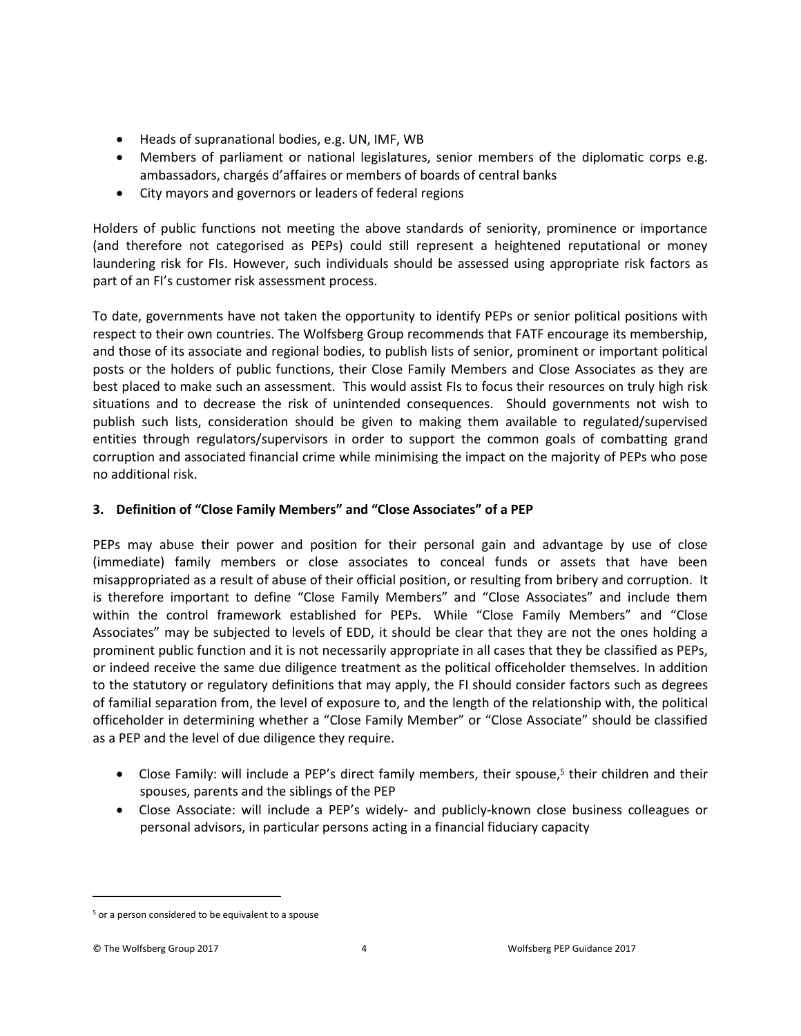- Heads of supranational bodies, e.g. UN, IMF, WB
- Members of parliament or national legislatures, senior members of the diplomatic corps e.g. ambassadors, chargés d'affaires or members of boards of central banks
- City mayors and governors or leaders of federal regions

Holders of public functions not meeting the above standards of seniority, prominence or importance (and therefore not categorised as PEPs) could still represent a heightened reputational or money laundering risk for FIs. However, such individuals should be assessed using appropriate risk factors as part of an FI's customer risk assessment process.

To date, governments have not taken the opportunity to identify PEPs or senior political positions with respect to their own countries. The Wolfsberg Group recommends that FATF encourage its membership, and those of its associate and regional bodies, to publish lists of senior, prominent or important political posts or the holders of public functions, their Close Family Members and Close Associates as they are best placed to make such an assessment. This would assist FIs to focus their resources on truly high risk situations and to decrease the risk of unintended consequences. Should governments not wish to publish such lists, consideration should be given to making them available to regulated/supervised entities through regulators/supervisors in order to support the common goals of combatting grand corruption and associated financial crime while minimising the impact on the majority of PEPs who pose no additional risk.

### 3. Definition of "Close Family Members" and "Close Associates" of a PEP

PEPs may abuse their power and position for their personal gain and advantage by use of close (immediate) family members or close associates to conceal funds or assets that have been misappropriated as a result of abuse of their official position, or resulting from bribery and corruption. It is therefore important to define "Close Family Members" and "Close Associates" and include them within the control framework established for PEPs. While "Close Family Members" and "Close Associates" may be subjected to levels of EDD, it should be clear that they are not the ones holding a prominent public function and it is not necessarily appropriate in all cases that they be classified as PEPs, or indeed receive the same due diligence treatment as the political officeholder themselves. In addition to the statutory or regulatory definitions that may apply, the FI should consider factors such as degrees of familial separation from, the level of exposure to, and the length of the relationship with, the political officeholder in determining whether a "Close Family Member" or "Close Associate" should be classified as a PEP and the level of due diligence they require.

- Close Family: will include a PEP's direct family members, their spouse,[5] their children and their spouses, parents and the siblings of the PEP
- Close Associate: will include a PEP's widely- and publicly-known close business colleagues or personal advisors, in particular persons acting in a financial fiduciary capacity

[5] or a person considered to be equivalent to a spouse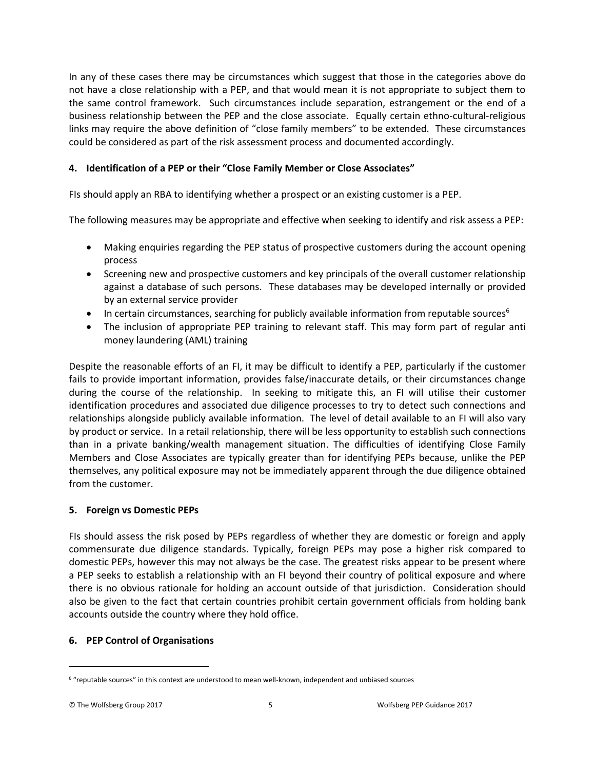In any of these cases there may be circumstances which suggest that those in the categories above do not have a close relationship with a PEP, and that would mean it is not appropriate to subject them to the same control framework. Such circumstances include separation, estrangement or the end of a business relationship between the PEP and the close associate. Equally certain ethno-cultural-religious links may require the above definition of "close family members" to be extended. These circumstances could be considered as part of the risk assessment process and documented accordingly.

## 4. Identification of a PEP or their "Close Family Member or Close Associates"

FIs should apply an RBA to identifying whether a prospect or an existing customer is a PEP.

The following measures may be appropriate and effective when seeking to identify and risk assess a PEP:

- Making enquiries regarding the PEP status of prospective customers during the account opening process
- Screening new and prospective customers and key principals of the overall customer relationship against a database of such persons. These databases may be developed internally or provided by an external service provider
- In certain circumstances, searching for publicly available information from reputable sources[6]
- The inclusion of appropriate PEP training to relevant staff. This may form part of regular anti money laundering (AML) training

Despite the reasonable efforts of an FI, it may be difficult to identify a PEP, particularly if the customer fails to provide important information, provides false/inaccurate details, or their circumstances change during the course of the relationship. In seeking to mitigate this, an FI will utilise their customer identification procedures and associated due diligence processes to try to detect such connections and relationships alongside publicly available information. The level of detail available to an FI will also vary by product or service. In a retail relationship, there will be less opportunity to establish such connections than in a private banking/wealth management situation. The difficulties of identifying Close Family Members and Close Associates are typically greater than for identifying PEPs because, unlike the PEP themselves, any political exposure may not be immediately apparent through the due diligence obtained from the customer.

## 5. Foreign vs Domestic PEPs

FIs should assess the risk posed by PEPs regardless of whether they are domestic or foreign and apply commensurate due diligence standards. Typically, foreign PEPs may pose a higher risk compared to domestic PEPs, however this may not always be the case. The greatest risks appear to be present where a PEP seeks to establish a relationship with an FI beyond their country of political exposure and where there is no obvious rationale for holding an account outside of that jurisdiction. Consideration should also be given to the fact that certain countries prohibit certain government officials from holding bank accounts outside the country where they hold office.

## 6. PEP Control of Organisations

[6] "reputable sources" in this context are understood to mean well-known, independent and unbiased sources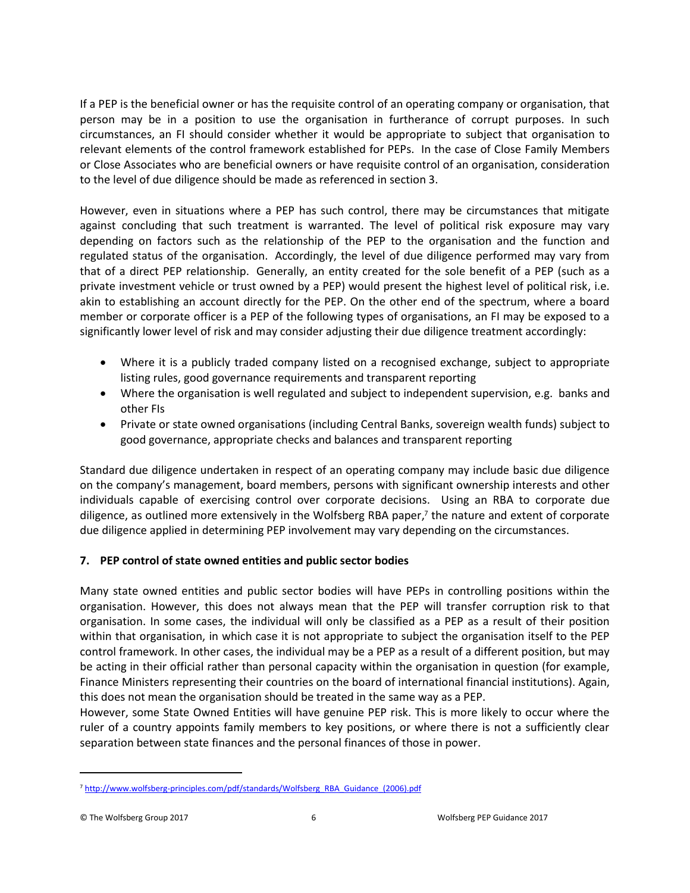If a PEP is the beneficial owner or has the requisite control of an operating company or organisation, that person may be in a position to use the organisation in furtherance of corrupt purposes. In such circumstances, an FI should consider whether it would be appropriate to subject that organisation to relevant elements of the control framework established for PEPs. In the case of Close Family Members or Close Associates who are beneficial owners or have requisite control of an organisation, consideration to the level of due diligence should be made as referenced in section 3.

However, even in situations where a PEP has such control, there may be circumstances that mitigate against concluding that such treatment is warranted. The level of political risk exposure may vary depending on factors such as the relationship of the PEP to the organisation and the function and regulated status of the organisation. Accordingly, the level of due diligence performed may vary from that of a direct PEP relationship. Generally, an entity created for the sole benefit of a PEP (such as a private investment vehicle or trust owned by a PEP) would present the highest level of political risk, i.e. akin to establishing an account directly for the PEP. On the other end of the spectrum, where a board member or corporate officer is a PEP of the following types of organisations, an FI may be exposed to a significantly lower level of risk and may consider adjusting their due diligence treatment accordingly:

- Where it is a publicly traded company listed on a recognised exchange, subject to appropriate listing rules, good governance requirements and transparent reporting
- Where the organisation is well regulated and subject to independent supervision, e.g. banks and other FIs
- Private or state owned organisations (including Central Banks, sovereign wealth funds) subject to good governance, appropriate checks and balances and transparent reporting

Standard due diligence undertaken in respect of an operating company may include basic due diligence on the company's management, board members, persons with significant ownership interests and other individuals capable of exercising control over corporate decisions. Using an RBA to corporate due diligence, as outlined more extensively in the Wolfsberg RBA paper,[7] the nature and extent of corporate due diligence applied in determining PEP involvement may vary depending on the circumstances.

## 7. PEP control of state owned entities and public sector bodies

Many state owned entities and public sector bodies will have PEPs in controlling positions within the organisation. However, this does not always mean that the PEP will transfer corruption risk to that organisation. In some cases, the individual will only be classified as a PEP as a result of their position within that organisation, in which case it is not appropriate to subject the organisation itself to the PEP control framework. In other cases, the individual may be a PEP as a result of a different position, but may be acting in their official rather than personal capacity within the organisation in question (for example, Finance Ministers representing their countries on the board of international financial institutions). Again, this does not mean the organisation should be treated in the same way as a PEP.

However, some State Owned Entities will have genuine PEP risk. This is more likely to occur where the ruler of a country appoints family members to key positions, or where there is not a sufficiently clear separation between state finances and the personal finances of those in power.

[7] http://www.wolfsberg-principles.com/pdf/standards/Wolfsberg_RBA_Guidance_(2006).pdf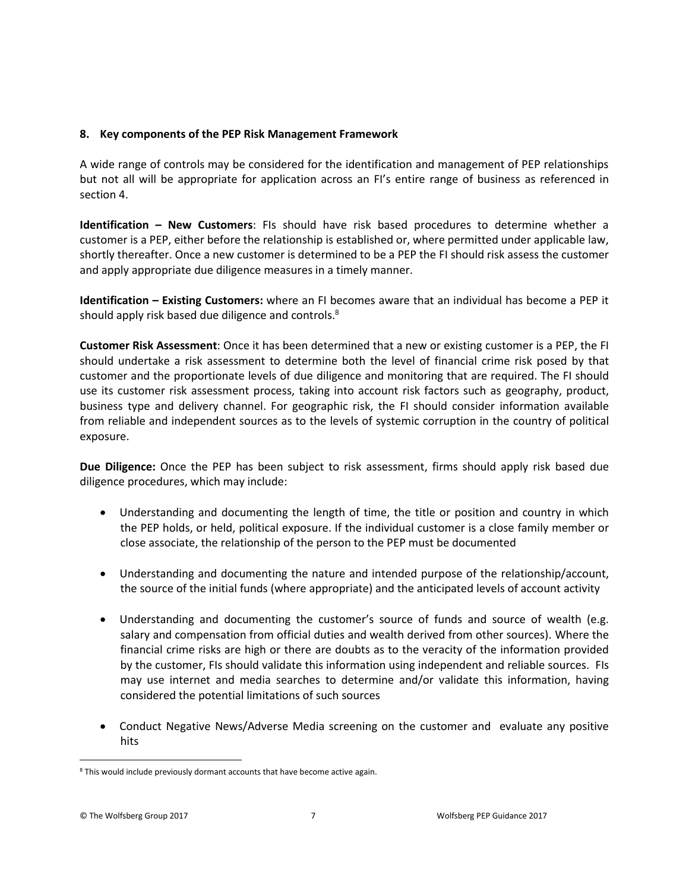## 8. Key components of the PEP Risk Management Framework

A wide range of controls may be considered for the identification and management of PEP relationships but not all will be appropriate for application across an FI's entire range of business as referenced in section 4.

**Identification – New Customers**: FIs should have risk based procedures to determine whether a customer is a PEP, either before the relationship is established or, where permitted under applicable law, shortly thereafter. Once a new customer is determined to be a PEP the FI should risk assess the customer and apply appropriate due diligence measures in a timely manner.

**Identification – Existing Customers:** where an FI becomes aware that an individual has become a PEP it should apply risk based due diligence and controls.[8]

**Customer Risk Assessment**: Once it has been determined that a new or existing customer is a PEP, the FI should undertake a risk assessment to determine both the level of financial crime risk posed by that customer and the proportionate levels of due diligence and monitoring that are required. The FI should use its customer risk assessment process, taking into account risk factors such as geography, product, business type and delivery channel. For geographic risk, the FI should consider information available from reliable and independent sources as to the levels of systemic corruption in the country of political exposure.

**Due Diligence:** Once the PEP has been subject to risk assessment, firms should apply risk based due diligence procedures, which may include:

- Understanding and documenting the length of time, the title or position and country in which the PEP holds, or held, political exposure. If the individual customer is a close family member or close associate, the relationship of the person to the PEP must be documented
- Understanding and documenting the nature and intended purpose of the relationship/account, the source of the initial funds (where appropriate) and the anticipated levels of account activity
- Understanding and documenting the customer's source of funds and source of wealth (e.g. salary and compensation from official duties and wealth derived from other sources). Where the financial crime risks are high or there are doubts as to the veracity of the information provided by the customer, FIs should validate this information using independent and reliable sources. FIs may use internet and media searches to determine and/or validate this information, having considered the potential limitations of such sources
- Conduct Negative News/Adverse Media screening on the customer and evaluate any positive hits

[8] This would include previously dormant accounts that have become active again.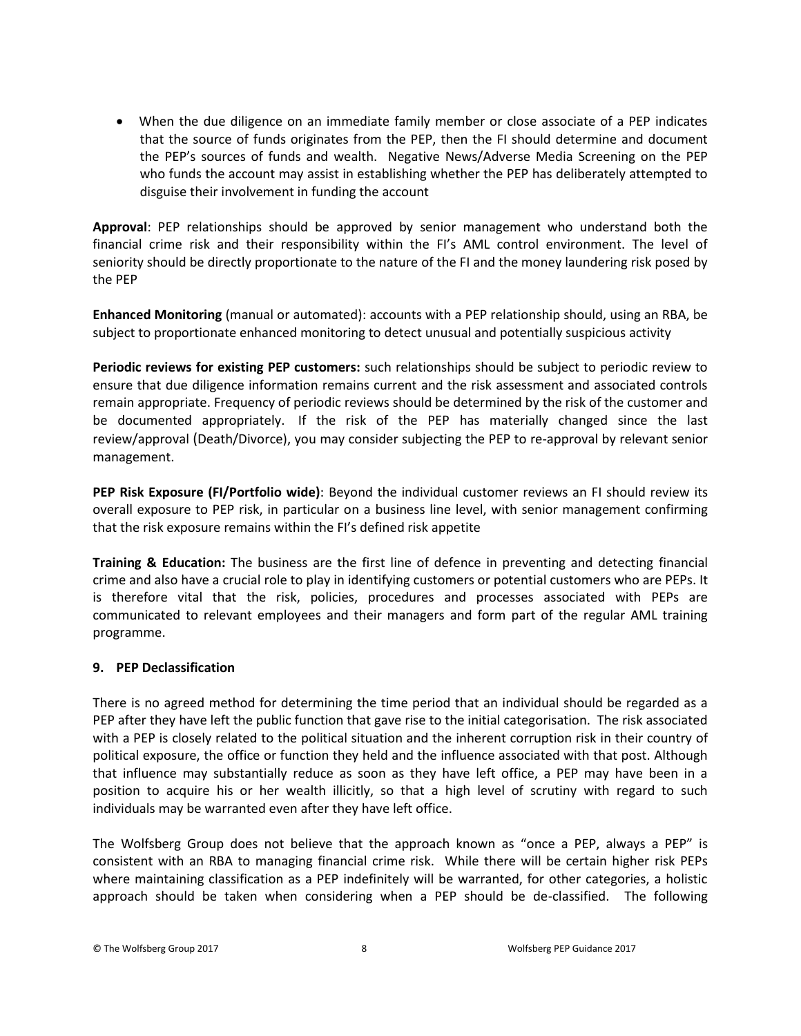- When the due diligence on an immediate family member or close associate of a PEP indicates that the source of funds originates from the PEP, then the FI should determine and document the PEP's sources of funds and wealth. Negative News/Adverse Media Screening on the PEP who funds the account may assist in establishing whether the PEP has deliberately attempted to disguise their involvement in funding the account

**Approval**: PEP relationships should be approved by senior management who understand both the financial crime risk and their responsibility within the FI's AML control environment. The level of seniority should be directly proportionate to the nature of the FI and the money laundering risk posed by the PEP

**Enhanced Monitoring** (manual or automated): accounts with a PEP relationship should, using an RBA, be subject to proportionate enhanced monitoring to detect unusual and potentially suspicious activity

**Periodic reviews for existing PEP customers:** such relationships should be subject to periodic review to ensure that due diligence information remains current and the risk assessment and associated controls remain appropriate. Frequency of periodic reviews should be determined by the risk of the customer and be documented appropriately. If the risk of the PEP has materially changed since the last review/approval (Death/Divorce), you may consider subjecting the PEP to re-approval by relevant senior management.

**PEP Risk Exposure (FI/Portfolio wide)**: Beyond the individual customer reviews an FI should review its overall exposure to PEP risk, in particular on a business line level, with senior management confirming that the risk exposure remains within the FI's defined risk appetite

**Training & Education:** The business are the first line of defence in preventing and detecting financial crime and also have a crucial role to play in identifying customers or potential customers who are PEPs. It is therefore vital that the risk, policies, procedures and processes associated with PEPs are communicated to relevant employees and their managers and form part of the regular AML training programme.

## 9. PEP Declassification

There is no agreed method for determining the time period that an individual should be regarded as a PEP after they have left the public function that gave rise to the initial categorisation. The risk associated with a PEP is closely related to the political situation and the inherent corruption risk in their country of political exposure, the office or function they held and the influence associated with that post. Although that influence may substantially reduce as soon as they have left office, a PEP may have been in a position to acquire his or her wealth illicitly, so that a high level of scrutiny with regard to such individuals may be warranted even after they have left office.

The Wolfsberg Group does not believe that the approach known as "once a PEP, always a PEP" is consistent with an RBA to managing financial crime risk. While there will be certain higher risk PEPs where maintaining classification as a PEP indefinitely will be warranted, for other categories, a holistic approach should be taken when considering when a PEP should be de-classified. The following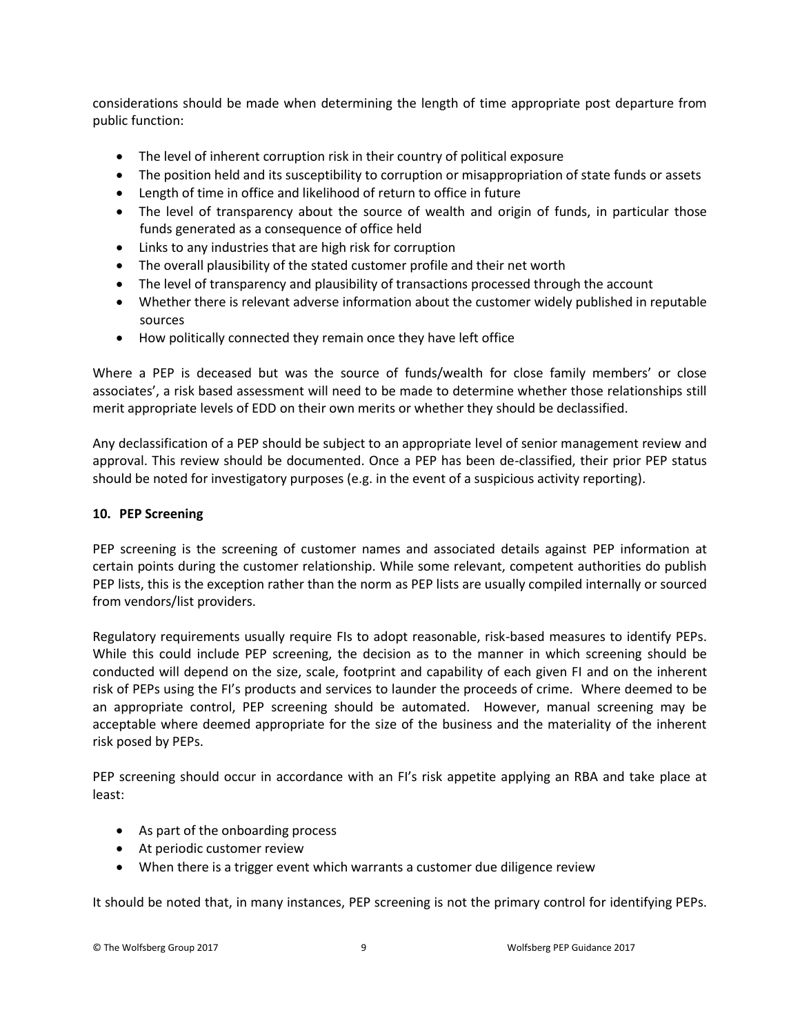considerations should be made when determining the length of time appropriate post departure from public function:

- The level of inherent corruption risk in their country of political exposure
- The position held and its susceptibility to corruption or misappropriation of state funds or assets
- Length of time in office and likelihood of return to office in future
- The level of transparency about the source of wealth and origin of funds, in particular those funds generated as a consequence of office held
- Links to any industries that are high risk for corruption
- The overall plausibility of the stated customer profile and their net worth
- The level of transparency and plausibility of transactions processed through the account
- Whether there is relevant adverse information about the customer widely published in reputable sources
- How politically connected they remain once they have left office

Where a PEP is deceased but was the source of funds/wealth for close family members' or close associates', a risk based assessment will need to be made to determine whether those relationships still merit appropriate levels of EDD on their own merits or whether they should be declassified.

Any declassification of a PEP should be subject to an appropriate level of senior management review and approval. This review should be documented. Once a PEP has been de-classified, their prior PEP status should be noted for investigatory purposes (e.g. in the event of a suspicious activity reporting).

**10. PEP Screening**

PEP screening is the screening of customer names and associated details against PEP information at certain points during the customer relationship. While some relevant, competent authorities do publish PEP lists, this is the exception rather than the norm as PEP lists are usually compiled internally or sourced from vendors/list providers.

Regulatory requirements usually require FIs to adopt reasonable, risk-based measures to identify PEPs. While this could include PEP screening, the decision as to the manner in which screening should be conducted will depend on the size, scale, footprint and capability of each given FI and on the inherent risk of PEPs using the FI's products and services to launder the proceeds of crime. Where deemed to be an appropriate control, PEP screening should be automated. However, manual screening may be acceptable where deemed appropriate for the size of the business and the materiality of the inherent risk posed by PEPs.

PEP screening should occur in accordance with an FI's risk appetite applying an RBA and take place at least:

- As part of the onboarding process
- At periodic customer review
- When there is a trigger event which warrants a customer due diligence review

It should be noted that, in many instances, PEP screening is not the primary control for identifying PEPs.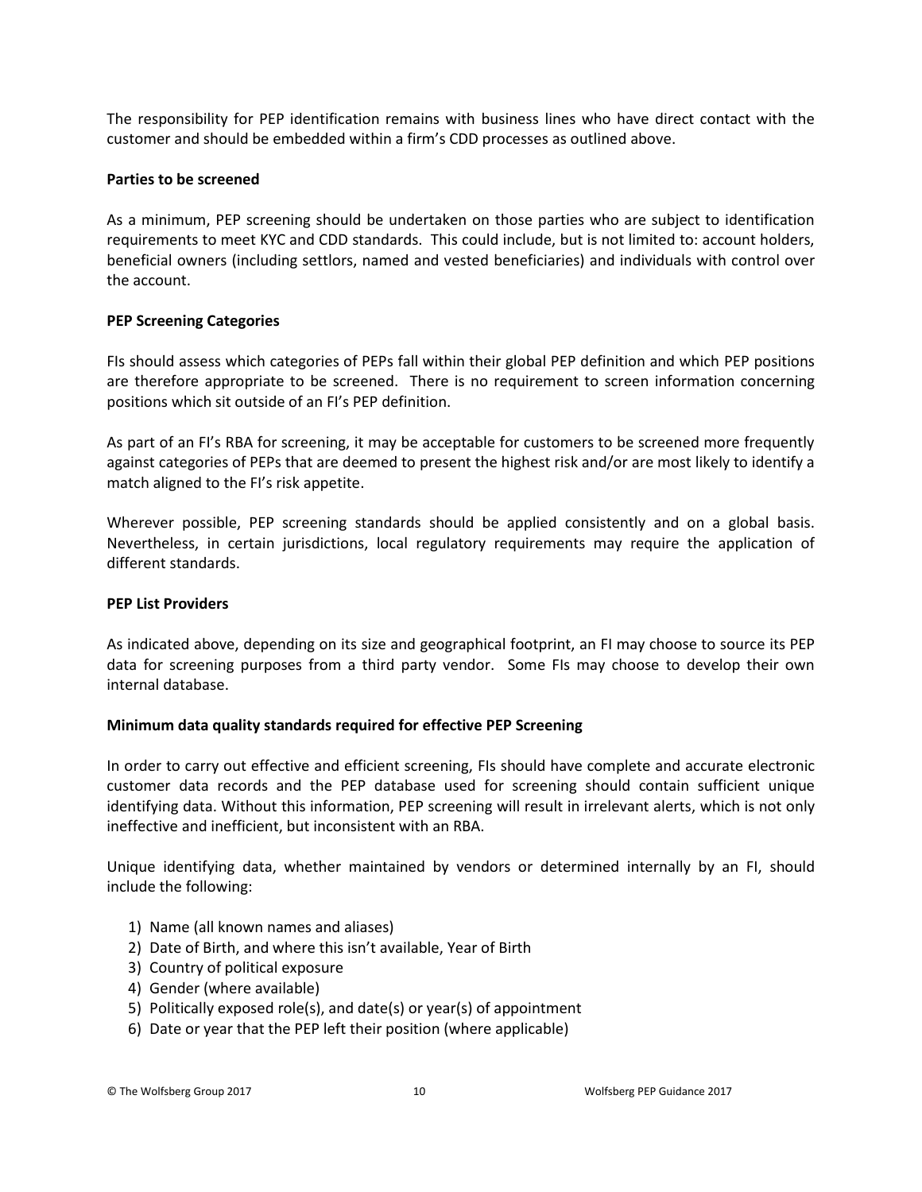The responsibility for PEP identification remains with business lines who have direct contact with the customer and should be embedded within a firm's CDD processes as outlined above.

**Parties to be screened**

As a minimum, PEP screening should be undertaken on those parties who are subject to identification requirements to meet KYC and CDD standards. This could include, but is not limited to: account holders, beneficial owners (including settlors, named and vested beneficiaries) and individuals with control over the account.

**PEP Screening Categories**

FIs should assess which categories of PEPs fall within their global PEP definition and which PEP positions are therefore appropriate to be screened. There is no requirement to screen information concerning positions which sit outside of an FI's PEP definition.

As part of an FI's RBA for screening, it may be acceptable for customers to be screened more frequently against categories of PEPs that are deemed to present the highest risk and/or are most likely to identify a match aligned to the FI's risk appetite.

Wherever possible, PEP screening standards should be applied consistently and on a global basis. Nevertheless, in certain jurisdictions, local regulatory requirements may require the application of different standards.

**PEP List Providers**

As indicated above, depending on its size and geographical footprint, an FI may choose to source its PEP data for screening purposes from a third party vendor. Some FIs may choose to develop their own internal database.

**Minimum data quality standards required for effective PEP Screening**

In order to carry out effective and efficient screening, FIs should have complete and accurate electronic customer data records and the PEP database used for screening should contain sufficient unique identifying data. Without this information, PEP screening will result in irrelevant alerts, which is not only ineffective and inefficient, but inconsistent with an RBA.

Unique identifying data, whether maintained by vendors or determined internally by an FI, should include the following:

1) Name (all known names and aliases)
2) Date of Birth, and where this isn't available, Year of Birth
3) Country of political exposure
4) Gender (where available)
5) Politically exposed role(s), and date(s) or year(s) of appointment
6) Date or year that the PEP left their position (where applicable)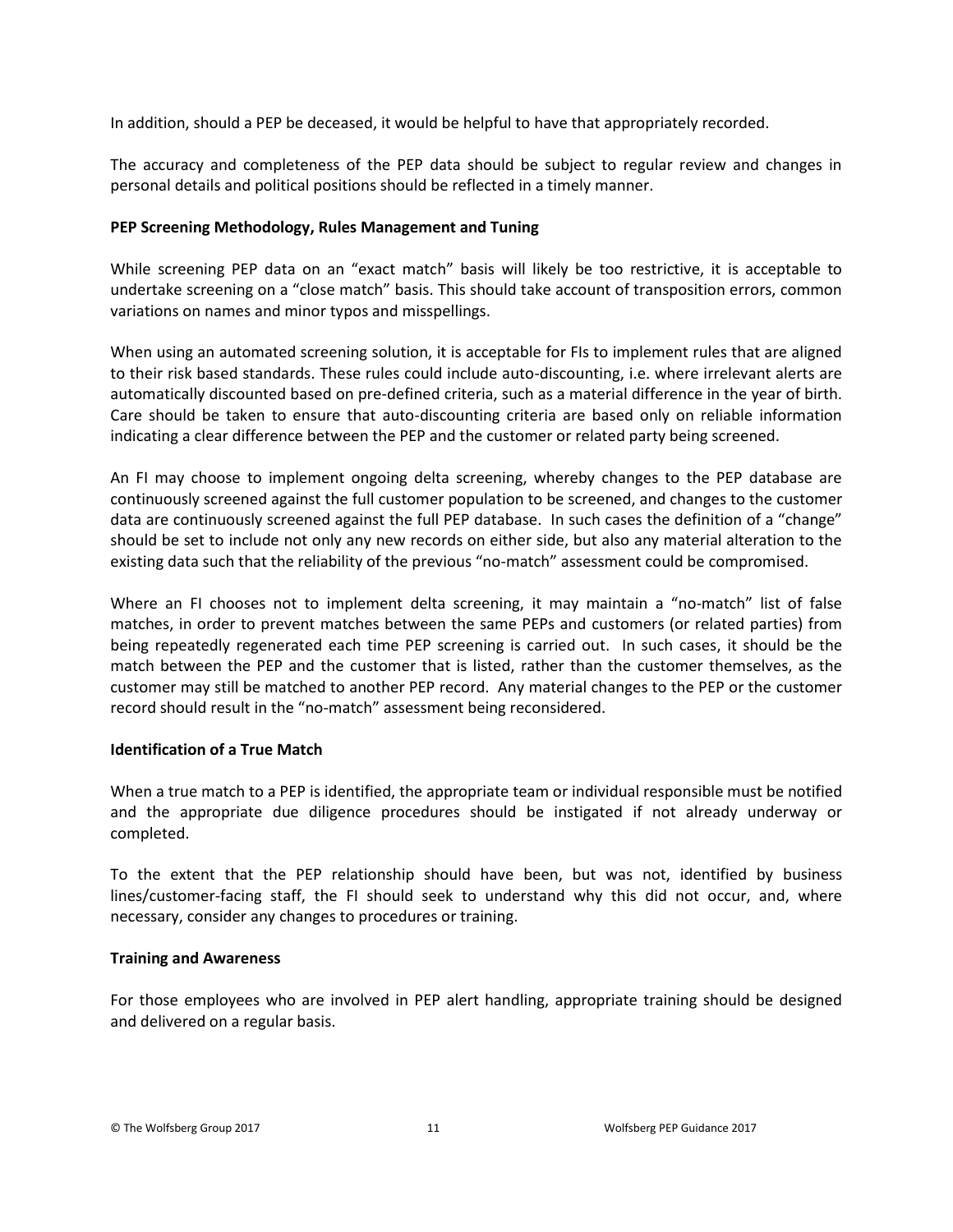In addition, should a PEP be deceased, it would be helpful to have that appropriately recorded.

The accuracy and completeness of the PEP data should be subject to regular review and changes in personal details and political positions should be reflected in a timely manner.

**PEP Screening Methodology, Rules Management and Tuning**

While screening PEP data on an "exact match" basis will likely be too restrictive, it is acceptable to undertake screening on a "close match" basis. This should take account of transposition errors, common variations on names and minor typos and misspellings.

When using an automated screening solution, it is acceptable for FIs to implement rules that are aligned to their risk based standards. These rules could include auto-discounting, i.e. where irrelevant alerts are automatically discounted based on pre-defined criteria, such as a material difference in the year of birth. Care should be taken to ensure that auto-discounting criteria are based only on reliable information indicating a clear difference between the PEP and the customer or related party being screened.

An FI may choose to implement ongoing delta screening, whereby changes to the PEP database are continuously screened against the full customer population to be screened, and changes to the customer data are continuously screened against the full PEP database. In such cases the definition of a "change" should be set to include not only any new records on either side, but also any material alteration to the existing data such that the reliability of the previous "no-match" assessment could be compromised.

Where an FI chooses not to implement delta screening, it may maintain a "no-match" list of false matches, in order to prevent matches between the same PEPs and customers (or related parties) from being repeatedly regenerated each time PEP screening is carried out. In such cases, it should be the match between the PEP and the customer that is listed, rather than the customer themselves, as the customer may still be matched to another PEP record. Any material changes to the PEP or the customer record should result in the "no-match" assessment being reconsidered.

**Identification of a True Match**

When a true match to a PEP is identified, the appropriate team or individual responsible must be notified and the appropriate due diligence procedures should be instigated if not already underway or completed.

To the extent that the PEP relationship should have been, but was not, identified by business lines/customer-facing staff, the FI should seek to understand why this did not occur, and, where necessary, consider any changes to procedures or training.

**Training and Awareness**

For those employees who are involved in PEP alert handling, appropriate training should be designed and delivered on a regular basis.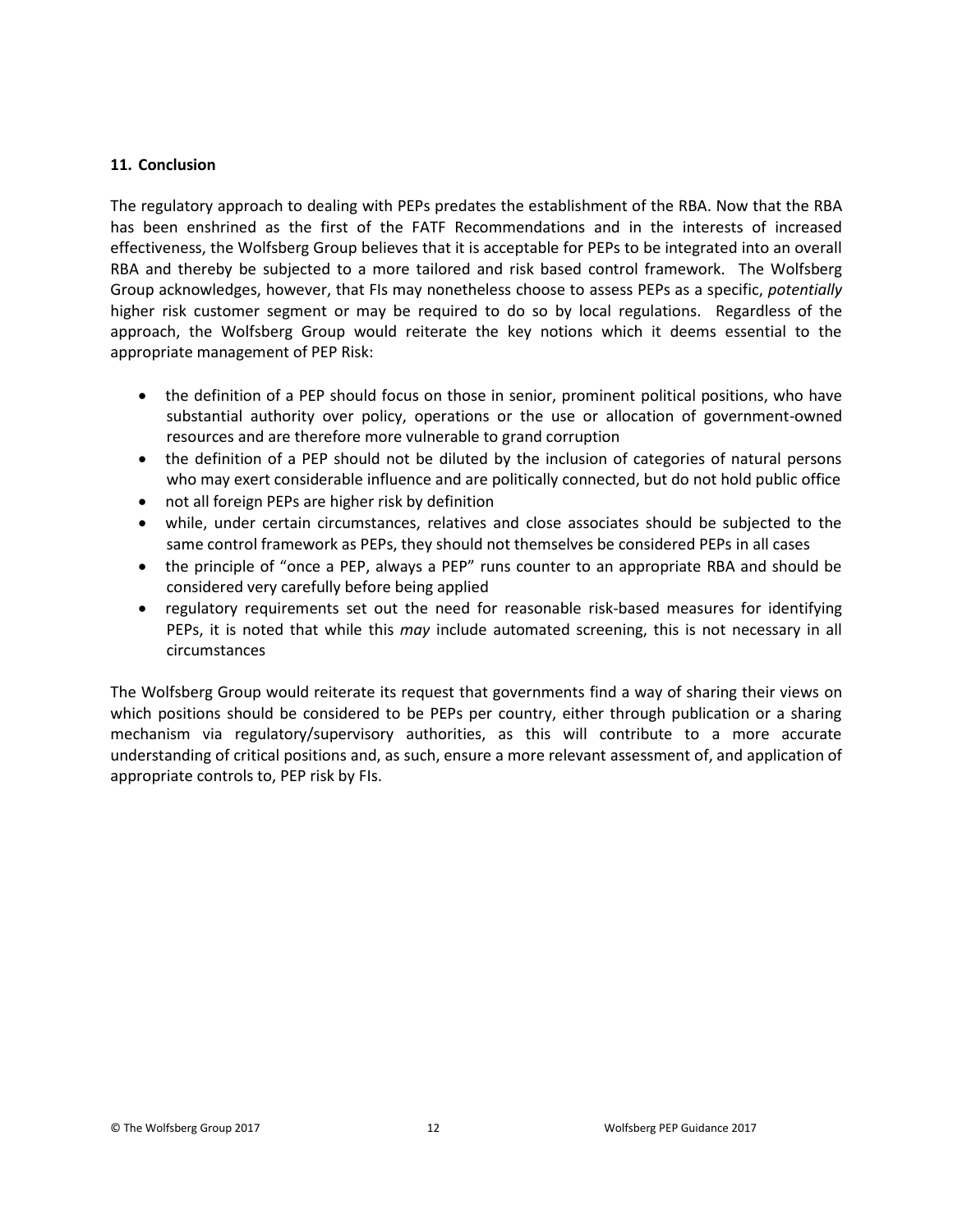## 11. Conclusion

The regulatory approach to dealing with PEPs predates the establishment of the RBA. Now that the RBA has been enshrined as the first of the FATF Recommendations and in the interests of increased effectiveness, the Wolfsberg Group believes that it is acceptable for PEPs to be integrated into an overall RBA and thereby be subjected to a more tailored and risk based control framework. The Wolfsberg Group acknowledges, however, that FIs may nonetheless choose to assess PEPs as a specific, *potentially* higher risk customer segment or may be required to do so by local regulations. Regardless of the approach, the Wolfsberg Group would reiterate the key notions which it deems essential to the appropriate management of PEP Risk:

- the definition of a PEP should focus on those in senior, prominent political positions, who have substantial authority over policy, operations or the use or allocation of government-owned resources and are therefore more vulnerable to grand corruption
- the definition of a PEP should not be diluted by the inclusion of categories of natural persons who may exert considerable influence and are politically connected, but do not hold public office
- not all foreign PEPs are higher risk by definition
- while, under certain circumstances, relatives and close associates should be subjected to the same control framework as PEPs, they should not themselves be considered PEPs in all cases
- the principle of "once a PEP, always a PEP" runs counter to an appropriate RBA and should be considered very carefully before being applied
- regulatory requirements set out the need for reasonable risk-based measures for identifying PEPs, it is noted that while this *may* include automated screening, this is not necessary in all circumstances

The Wolfsberg Group would reiterate its request that governments find a way of sharing their views on which positions should be considered to be PEPs per country, either through publication or a sharing mechanism via regulatory/supervisory authorities, as this will contribute to a more accurate understanding of critical positions and, as such, ensure a more relevant assessment of, and application of appropriate controls to, PEP risk by FIs.